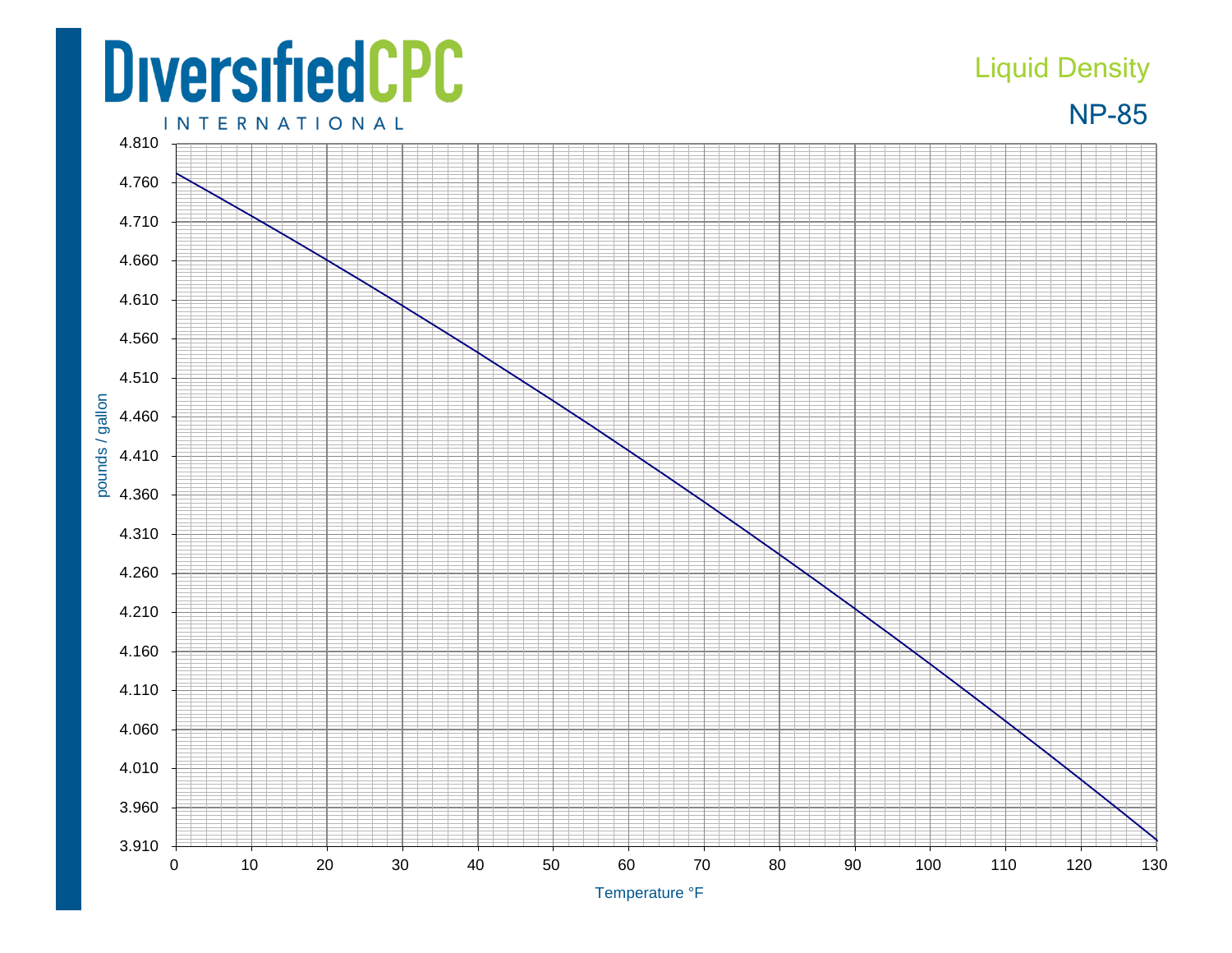# DiversifiedCPC

INTERNATIONAL

## Liquid Density

### NP-85

pounds / gallon

4.810
4.760
4.710
4.660
4.610
4.560
4.510
4.460
4.410
4.360
4.310
4.260
4.210
4.160
4.110
4.060
4.010
3.960
3.910

0 10 20 30 40 50 60 70 80 90 100 110 120 130

Temperature °F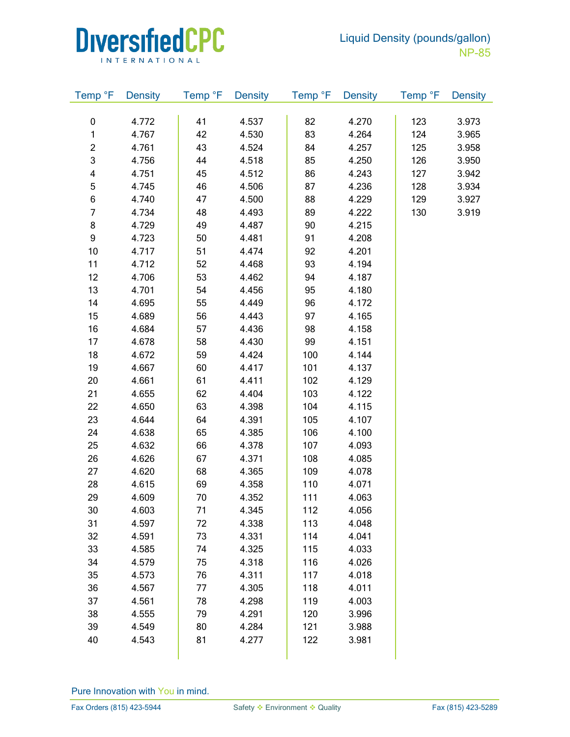# Liquid Density (pounds/gallon)

## NP-85

| Temp °F | Density | Temp °F | Density | Temp °F | Density | Temp °F | Density |
|---|---|---|---|---|---|---|---|
| 0 | 4.772 | 41 | 4.537 | 82 | 4.270 | 123 | 3.973 |
| 1 | 4.767 | 42 | 4.530 | 83 | 4.264 | 124 | 3.965 |
| 2 | 4.761 | 43 | 4.524 | 84 | 4.257 | 125 | 3.958 |
| 3 | 4.756 | 44 | 4.518 | 85 | 4.250 | 126 | 3.950 |
| 4 | 4.751 | 45 | 4.512 | 86 | 4.243 | 127 | 3.942 |
| 5 | 4.745 | 46 | 4.506 | 87 | 4.236 | 128 | 3.934 |
| 6 | 4.740 | 47 | 4.500 | 88 | 4.229 | 129 | 3.927 |
| 7 | 4.734 | 48 | 4.493 | 89 | 4.222 | 130 | 3.919 |
| 8 | 4.729 | 49 | 4.487 | 90 | 4.215 | | |
| 9 | 4.723 | 50 | 4.481 | 91 | 4.208 | | |
| 10 | 4.717 | 51 | 4.474 | 92 | 4.201 | | |
| 11 | 4.712 | 52 | 4.468 | 93 | 4.194 | | |
| 12 | 4.706 | 53 | 4.462 | 94 | 4.187 | | |
| 13 | 4.701 | 54 | 4.456 | 95 | 4.180 | | |
| 14 | 4.695 | 55 | 4.449 | 96 | 4.172 | | |
| 15 | 4.689 | 56 | 4.443 | 97 | 4.165 | | |
| 16 | 4.684 | 57 | 4.436 | 98 | 4.158 | | |
| 17 | 4.678 | 58 | 4.430 | 99 | 4.151 | | |
| 18 | 4.672 | 59 | 4.424 | 100 | 4.144 | | |
| 19 | 4.667 | 60 | 4.417 | 101 | 4.137 | | |
| 20 | 4.661 | 61 | 4.411 | 102 | 4.129 | | |
| 21 | 4.655 | 62 | 4.404 | 103 | 4.122 | | |
| 22 | 4.650 | 63 | 4.398 | 104 | 4.115 | | |
| 23 | 4.644 | 64 | 4.391 | 105 | 4.107 | | |
| 24 | 4.638 | 65 | 4.385 | 106 | 4.100 | | |
| 25 | 4.632 | 66 | 4.378 | 107 | 4.093 | | |
| 26 | 4.626 | 67 | 4.371 | 108 | 4.085 | | |
| 27 | 4.620 | 68 | 4.365 | 109 | 4.078 | | |
| 28 | 4.615 | 69 | 4.358 | 110 | 4.071 | | |
| 29 | 4.609 | 70 | 4.352 | 111 | 4.063 | | |
| 30 | 4.603 | 71 | 4.345 | 112 | 4.056 | | |
| 31 | 4.597 | 72 | 4.338 | 113 | 4.048 | | |
| 32 | 4.591 | 73 | 4.331 | 114 | 4.041 | | |
| 33 | 4.585 | 74 | 4.325 | 115 | 4.033 | | |
| 34 | 4.579 | 75 | 4.318 | 116 | 4.026 | | |
| 35 | 4.573 | 76 | 4.311 | 117 | 4.018 | | |
| 36 | 4.567 | 77 | 4.305 | 118 | 4.011 | | |
| 37 | 4.561 | 78 | 4.298 | 119 | 4.003 | | |
| 38 | 4.555 | 79 | 4.291 | 120 | 3.996 | | |
| 39 | 4.549 | 80 | 4.284 | 121 | 3.988 | | |
| 40 | 4.543 | 81 | 4.277 | 122 | 3.981 | | |